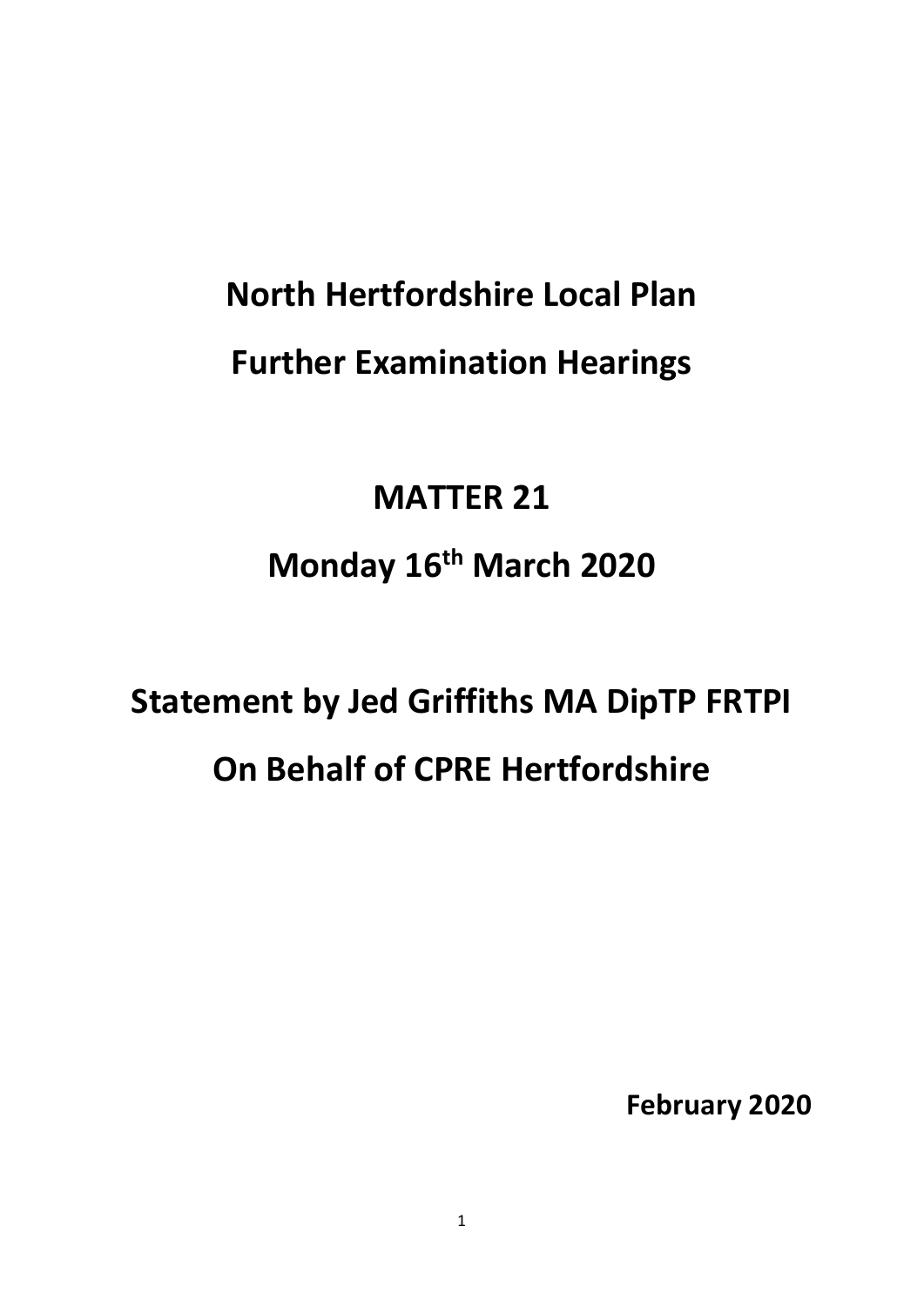# North Hertfordshire Local Plan

# Further Examination Hearings

# MATTER 21

# Monday 16th March 2020

# Statement by Jed Griffiths MA DipTP FRTPI

# On Behalf of CPRE Hertfordshire

**February 2020**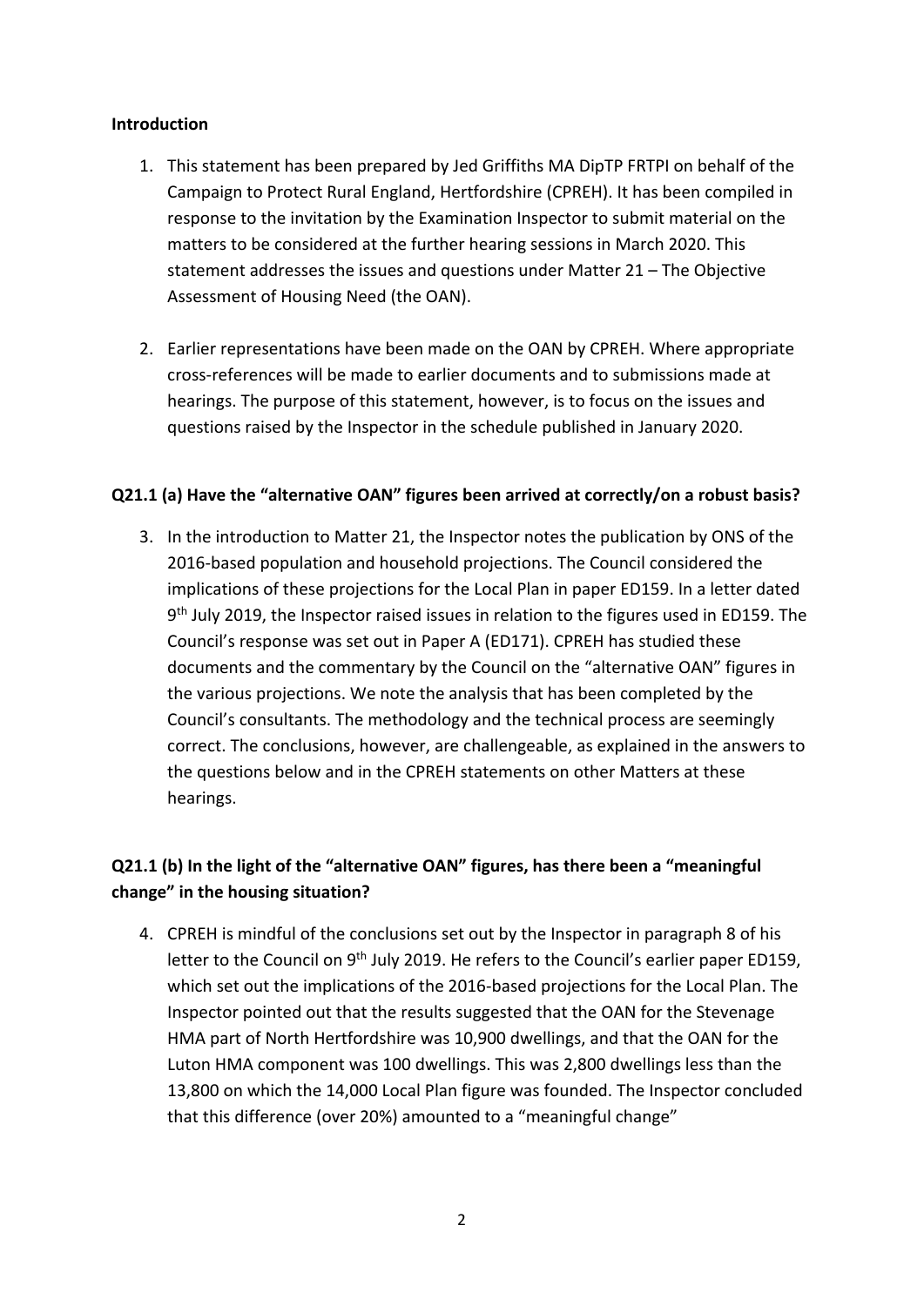### Introduction

1. This statement has been prepared by Jed Griffiths MA DipTP FRTPI on behalf of the Campaign to Protect Rural England, Hertfordshire (CPREH). It has been compiled in response to the invitation by the Examination Inspector to submit material on the matters to be considered at the further hearing sessions in March 2020. This statement addresses the issues and questions under Matter 21 – The Objective Assessment of Housing Need (the OAN).

2. Earlier representations have been made on the OAN by CPREH. Where appropriate cross-references will be made to earlier documents and to submissions made at hearings. The purpose of this statement, however, is to focus on the issues and questions raised by the Inspector in the schedule published in January 2020.

### Q21.1 (a) Have the "alternative OAN" figures been arrived at correctly/on a robust basis?

3. In the introduction to Matter 21, the Inspector notes the publication by ONS of the 2016-based population and household projections. The Council considered the implications of these projections for the Local Plan in paper ED159. In a letter dated 9th July 2019, the Inspector raised issues in relation to the figures used in ED159. The Council's response was set out in Paper A (ED171). CPREH has studied these documents and the commentary by the Council on the "alternative OAN" figures in the various projections. We note the analysis that has been completed by the Council's consultants. The methodology and the technical process are seemingly correct. The conclusions, however, are challengeable, as explained in the answers to the questions below and in the CPREH statements on other Matters at these hearings.

### Q21.1 (b) In the light of the "alternative OAN" figures, has there been a "meaningful change" in the housing situation?

4. CPREH is mindful of the conclusions set out by the Inspector in paragraph 8 of his letter to the Council on 9th July 2019. He refers to the Council's earlier paper ED159, which set out the implications of the 2016-based projections for the Local Plan. The Inspector pointed out that the results suggested that the OAN for the Stevenage HMA part of North Hertfordshire was 10,900 dwellings, and that the OAN for the Luton HMA component was 100 dwellings. This was 2,800 dwellings less than the 13,800 on which the 14,000 Local Plan figure was founded. The Inspector concluded that this difference (over 20%) amounted to a "meaningful change"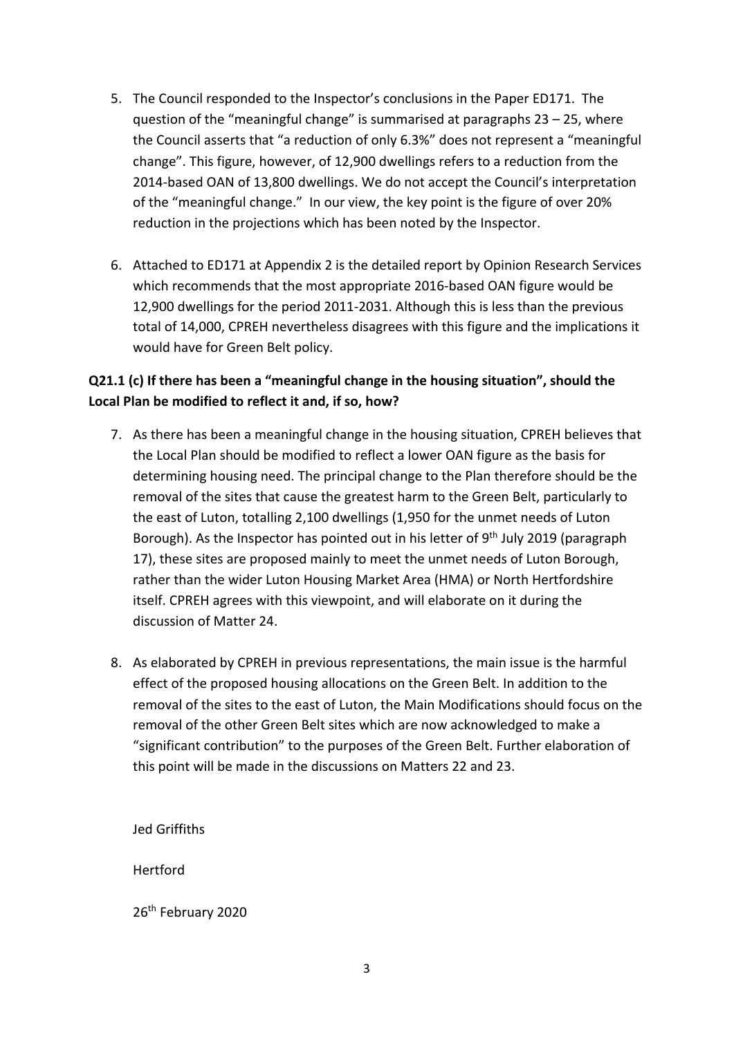5. The Council responded to the Inspector's conclusions in the Paper ED171. The question of the "meaningful change" is summarised at paragraphs 23 – 25, where the Council asserts that "a reduction of only 6.3%" does not represent a "meaningful change". This figure, however, of 12,900 dwellings refers to a reduction from the 2014-based OAN of 13,800 dwellings. We do not accept the Council's interpretation of the "meaningful change." In our view, the key point is the figure of over 20% reduction in the projections which has been noted by the Inspector.

6. Attached to ED171 at Appendix 2 is the detailed report by Opinion Research Services which recommends that the most appropriate 2016-based OAN figure would be 12,900 dwellings for the period 2011-2031. Although this is less than the previous total of 14,000, CPREH nevertheless disagrees with this figure and the implications it would have for Green Belt policy.

**Q21.1 (c) If there has been a "meaningful change in the housing situation", should the Local Plan be modified to reflect it and, if so, how?**

7. As there has been a meaningful change in the housing situation, CPREH believes that the Local Plan should be modified to reflect a lower OAN figure as the basis for determining housing need. The principal change to the Plan therefore should be the removal of the sites that cause the greatest harm to the Green Belt, particularly to the east of Luton, totalling 2,100 dwellings (1,950 for the unmet needs of Luton Borough). As the Inspector has pointed out in his letter of 9th July 2019 (paragraph 17), these sites are proposed mainly to meet the unmet needs of Luton Borough, rather than the wider Luton Housing Market Area (HMA) or North Hertfordshire itself. CPREH agrees with this viewpoint, and will elaborate on it during the discussion of Matter 24.

8. As elaborated by CPREH in previous representations, the main issue is the harmful effect of the proposed housing allocations on the Green Belt. In addition to the removal of the sites to the east of Luton, the Main Modifications should focus on the removal of the other Green Belt sites which are now acknowledged to make a "significant contribution" to the purposes of the Green Belt. Further elaboration of this point will be made in the discussions on Matters 22 and 23.

Jed Griffiths

Hertford

26th February 2020